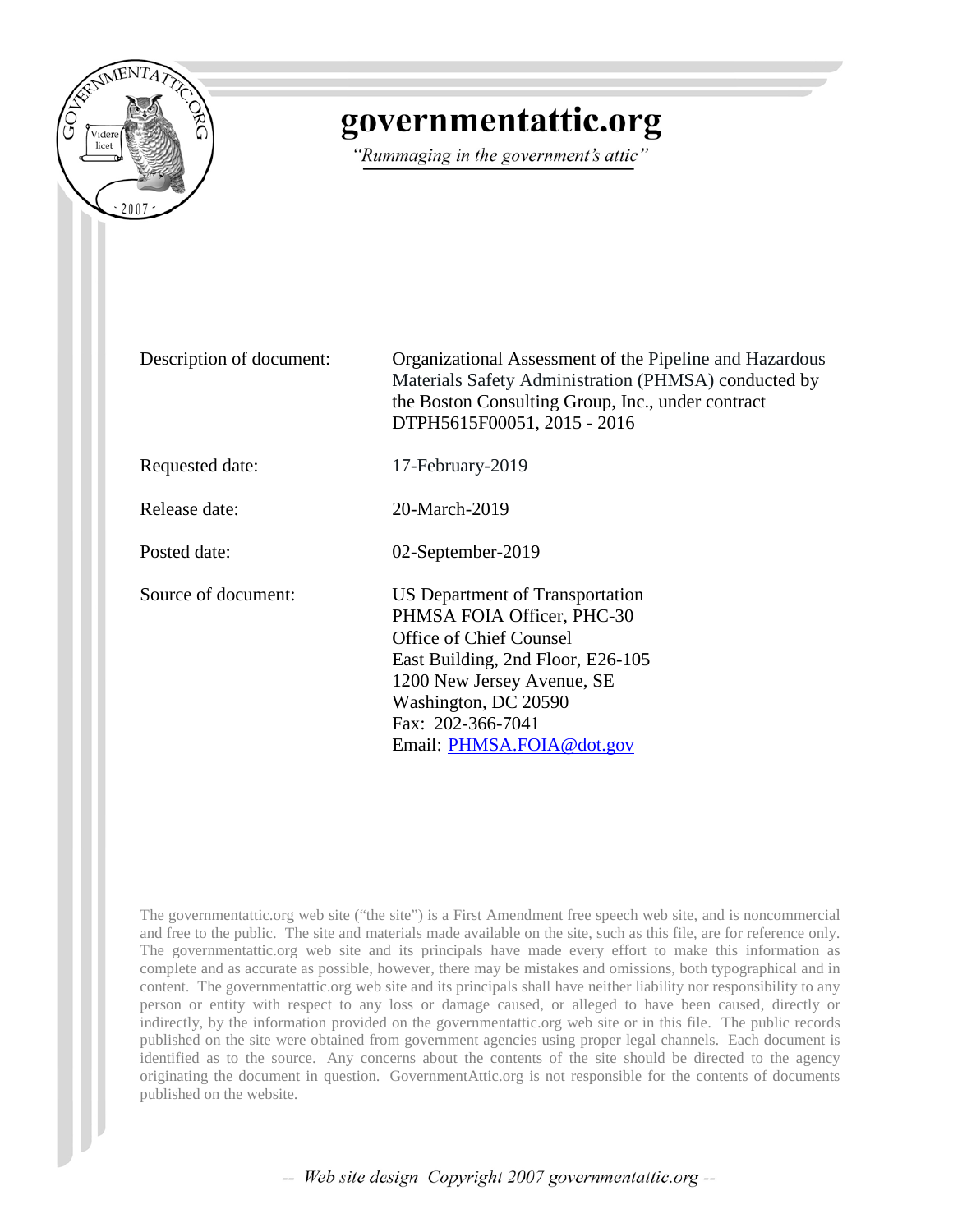# governmentattic.org

*"Rummaging in the government's attic"*

| | |
|---|---|
| Description of document: | Organizational Assessment of the Pipeline and Hazardous Materials Safety Administration (PHMSA) conducted by the Boston Consulting Group, Inc., under contract DTPH5615F00051, 2015 - 2016 |
| Requested date: | 17-February-2019 |
| Release date: | 20-March-2019 |
| Posted date: | 02-September-2019 |
| Source of document: | US Department of Transportation<br>PHMSA FOIA Officer, PHC-30<br>Office of Chief Counsel<br>East Building, 2nd Floor, E26-105<br>1200 New Jersey Avenue, SE<br>Washington, DC 20590<br>Fax: 202-366-7041<br>Email: PHMSA.FOIA@dot.gov |

The governmentattic.org web site ("the site") is a First Amendment free speech web site, and is noncommercial and free to the public. The site and materials made available on the site, such as this file, are for reference only. The governmentattic.org web site and its principals have made every effort to make this information as complete and as accurate as possible, however, there may be mistakes and omissions, both typographical and in content. The governmentattic.org web site and its principals shall have neither liability nor responsibility to any person or entity with respect to any loss or damage caused, or alleged to have been caused, directly or indirectly, by the information provided on the governmentattic.org web site or in this file. The public records published on the site were obtained from government agencies using proper legal channels. Each document is identified as to the source. Any concerns about the contents of the site should be directed to the agency originating the document in question. GovernmentAttic.org is not responsible for the contents of documents published on the website.

*-- Web site design Copyright 2007 governmentattic.org --*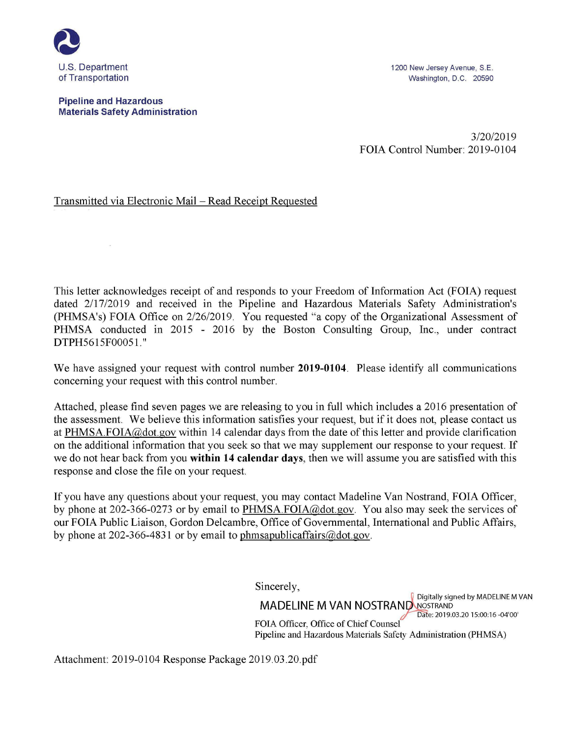U.S. Department of Transportation

**Pipeline and Hazardous Materials Safety Administration**

1200 New Jersey Avenue, S.E.
Washington, D.C. 20590

3/20/2019
FOIA Control Number: 2019-0104

Transmitted via Electronic Mail – Read Receipt Requested

This letter acknowledges receipt of and responds to your Freedom of Information Act (FOIA) request dated 2/17/2019 and received in the Pipeline and Hazardous Materials Safety Administration's (PHMSA's) FOIA Office on 2/26/2019. You requested "a copy of the Organizational Assessment of PHMSA conducted in 2015 - 2016 by the Boston Consulting Group, Inc., under contract DTPH5615F00051."

We have assigned your request with control number **2019-0104**. Please identify all communications concerning your request with this control number.

Attached, please find seven pages we are releasing to you in full which includes a 2016 presentation of the assessment. We believe this information satisfies your request, but if it does not, please contact us at PHMSA.FOIA@dot.gov within 14 calendar days from the date of this letter and provide clarification on the additional information that you seek so that we may supplement our response to your request. If we do not hear back from you **within 14 calendar days**, then we will assume you are satisfied with this response and close the file on your request.

If you have any questions about your request, you may contact Madeline Van Nostrand, FOIA Officer, by phone at 202-366-0273 or by email to PHMSA.FOIA@dot.gov. You also may seek the services of our FOIA Public Liaison, Gordon Delcambre, Office of Governmental, International and Public Affairs, by phone at 202-366-4831 or by email to phmsapublicaffairs@dot.gov.

Sincerely,

MADELINE M VAN NOSTRAND
Digitally signed by MADELINE M VAN NOSTRAND
Date: 2019.03.20 15:00:16 -04'00'

FOIA Officer, Office of Chief Counsel
Pipeline and Hazardous Materials Safety Administration (PHMSA)

Attachment: 2019-0104 Response Package 2019.03.20.pdf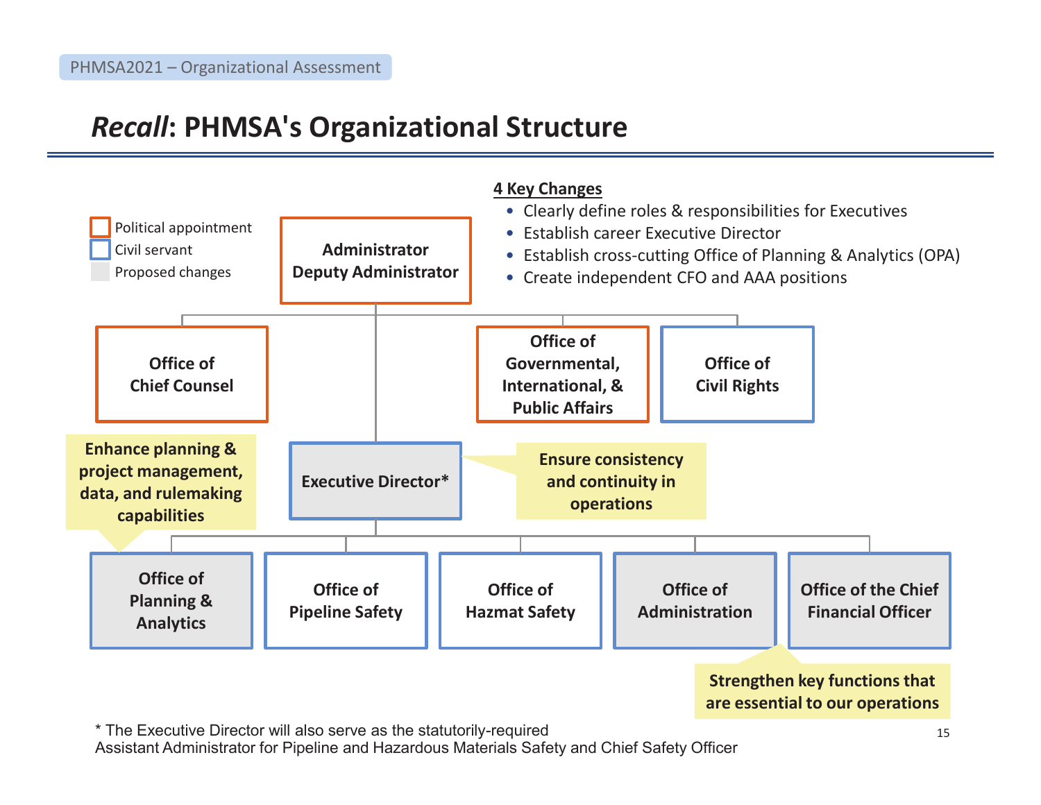# *Recall*: PHMSA's Organizational Structure

**4 Key Changes**

- Clearly define roles & responsibilities for Executives
- Establish career Executive Director
- Establish cross-cutting Office of Planning & Analytics (OPA)
- Create independent CFO and AAA positions

Legend:
- Political appointment
- Civil servant
- Proposed changes

**Administrator**
**Deputy Administrator**

- **Office of Chief Counsel**
- **Office of Governmental, International, & Public Affairs**
- **Office of Civil Rights**

**Executive Director***

**Ensure consistency and continuity in operations**

- **Office of Planning & Analytics**
- **Office of Pipeline Safety**
- **Office of Hazmat Safety**
- **Office of Administration**
- **Office of the Chief Financial Officer**

**Enhance planning & project management, data, and rulemaking capabilities**

**Strengthen key functions that are essential to our operations**

* The Executive Director will also serve as the statutorily-required Assistant Administrator for Pipeline and Hazardous Materials Safety and Chief Safety Officer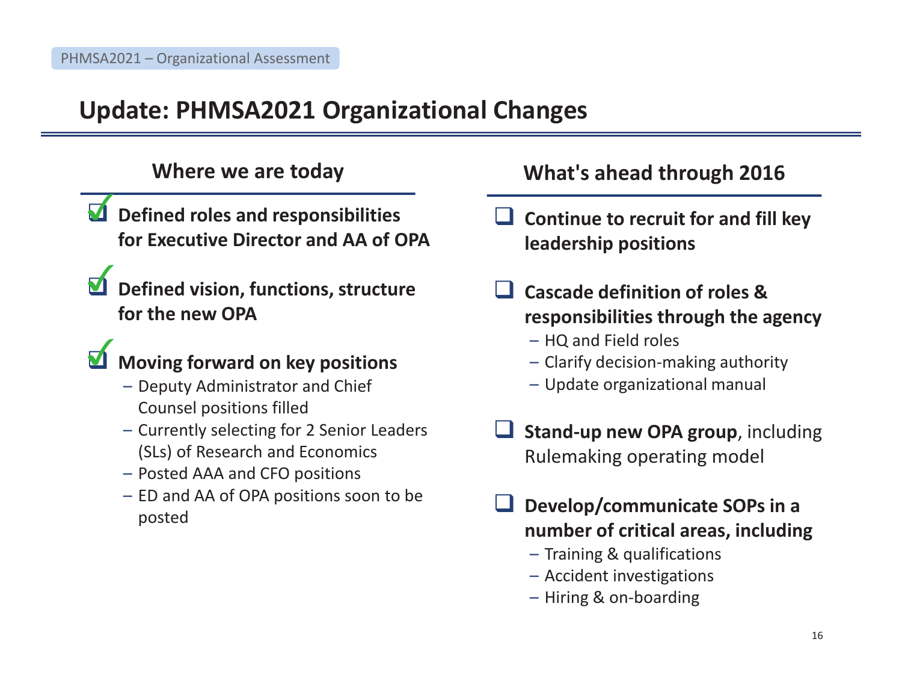PHMSA2021 – Organizational Assessment

# Update: PHMSA2021 Organizational Changes

## Where we are today

- [x] **Defined roles and responsibilities for Executive Director and AA of OPA**
- [x] **Defined vision, functions, structure for the new OPA**
- [x] **Moving forward on key positions**
  - Deputy Administrator and Chief Counsel positions filled
  - Currently selecting for 2 Senior Leaders (SLs) of Research and Economics
  - Posted AAA and CFO positions
  - ED and AA of OPA positions soon to be posted

## What's ahead through 2016

- [ ] **Continue to recruit for and fill key leadership positions**
- [ ] **Cascade definition of roles & responsibilities through the agency**
  - HQ and Field roles
  - Clarify decision-making authority
  - Update organizational manual
- [ ] **Stand-up new OPA group**, including Rulemaking operating model
- [ ] **Develop/communicate SOPs in a number of critical areas, including**
  - Training & qualifications
  - Accident investigations
  - Hiring & on-boarding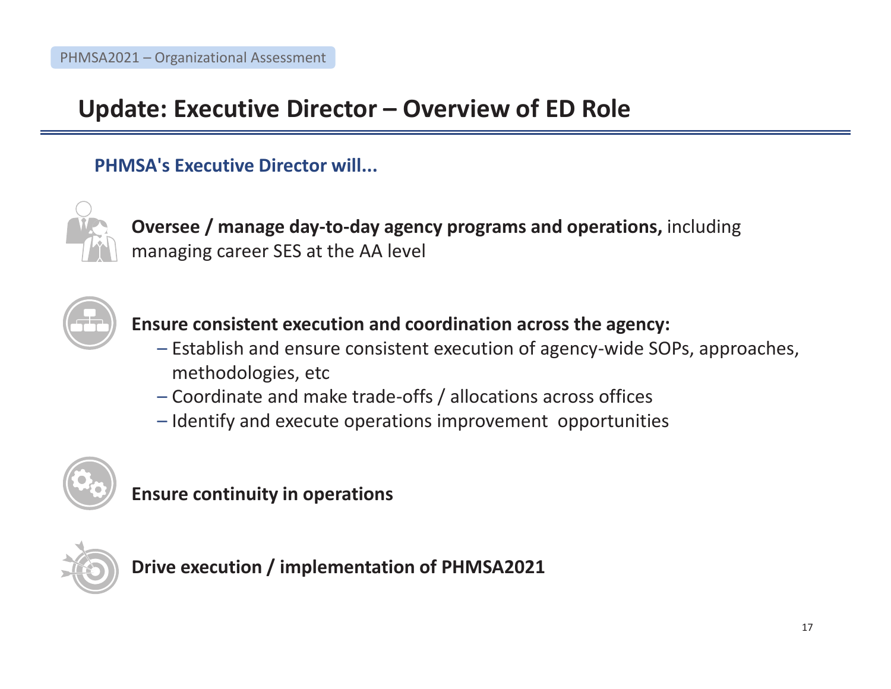PHMSA2021 – Organizational Assessment

# Update: Executive Director – Overview of ED Role

**PHMSA's Executive Director will...**

**Oversee / manage day-to-day agency programs and operations,** including managing career SES at the AA level

**Ensure consistent execution and coordination across the agency:**

- Establish and ensure consistent execution of agency-wide SOPs, approaches, methodologies, etc
- Coordinate and make trade-offs / allocations across offices
- Identify and execute operations improvement opportunities

**Ensure continuity in operations**

**Drive execution / implementation of PHMSA2021**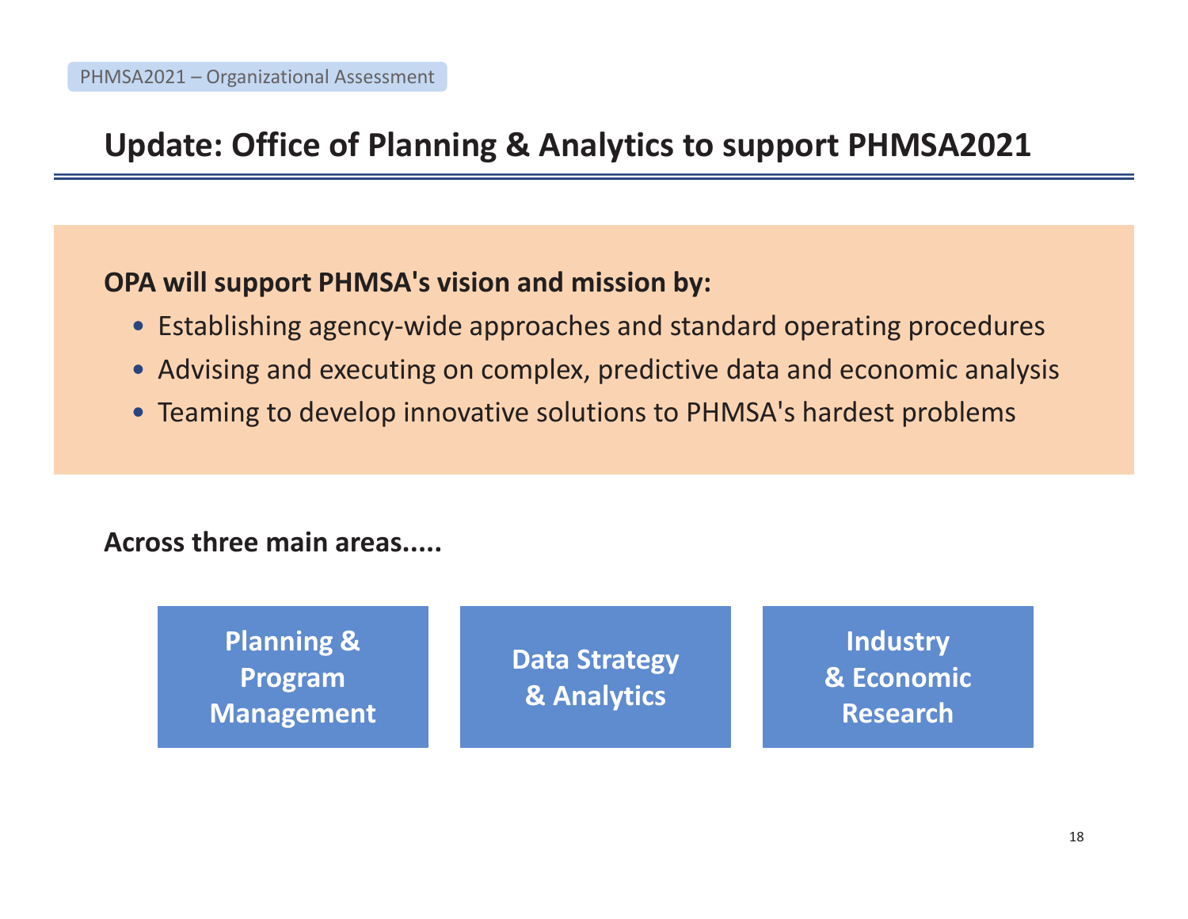PHMSA2021 – Organizational Assessment

# Update: Office of Planning & Analytics to support PHMSA2021

**OPA will support PHMSA's vision and mission by:**

- Establishing agency-wide approaches and standard operating procedures
- Advising and executing on complex, predictive data and economic analysis
- Teaming to develop innovative solutions to PHMSA's hardest problems

**Across three main areas.....**

- **Planning & Program Management**
- **Data Strategy & Analytics**
- **Industry & Economic Research**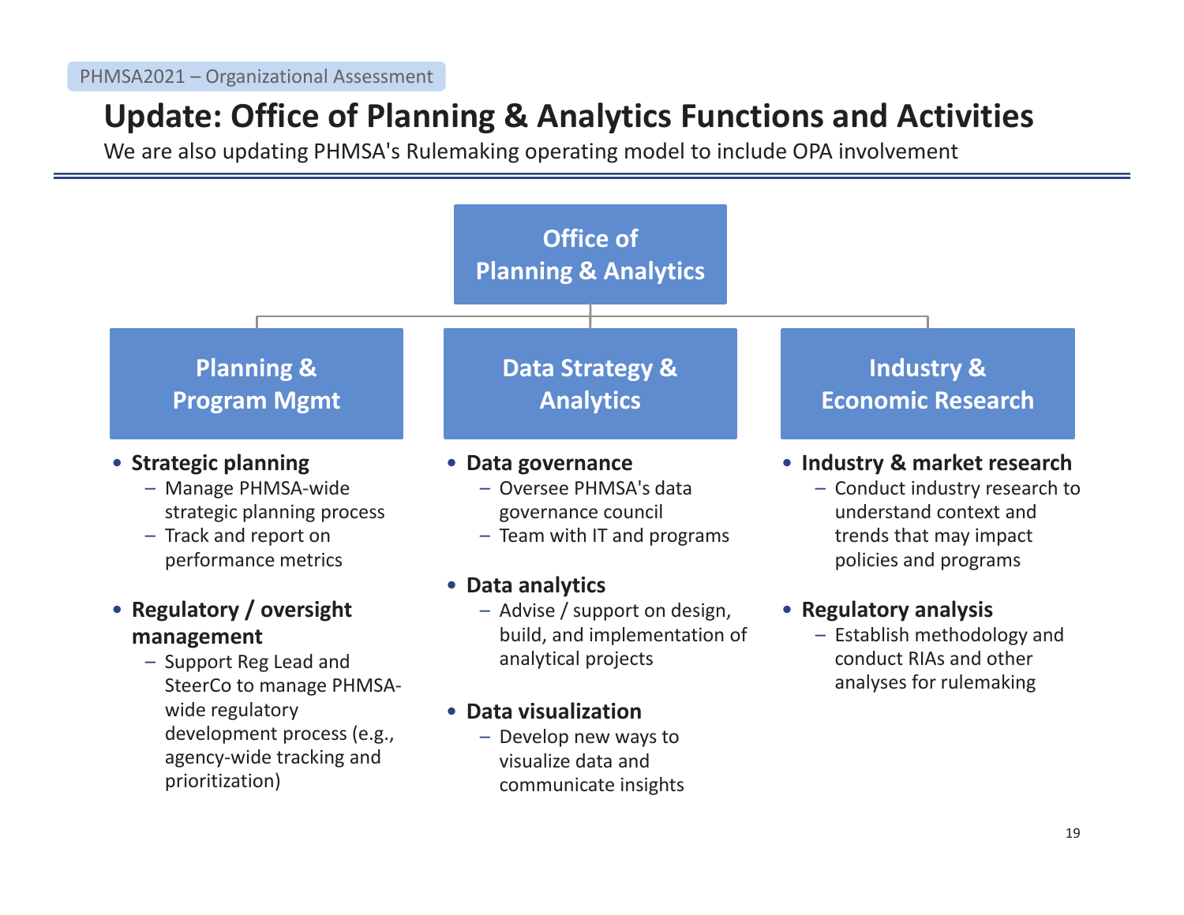PHMSA2021 – Organizational Assessment

# Update: Office of Planning & Analytics Functions and Activities

We are also updating PHMSA's Rulemaking operating model to include OPA involvement

## Office of Planning & Analytics

### Planning & Program Mgmt

- **Strategic planning**
  - Manage PHMSA-wide strategic planning process
  - Track and report on performance metrics
- **Regulatory / oversight management**
  - Support Reg Lead and SteerCo to manage PHMSA-wide regulatory development process (e.g., agency-wide tracking and prioritization)

### Data Strategy & Analytics

- **Data governance**
  - Oversee PHMSA's data governance council
  - Team with IT and programs
- **Data analytics**
  - Advise / support on design, build, and implementation of analytical projects
- **Data visualization**
  - Develop new ways to visualize data and communicate insights

### Industry & Economic Research

- **Industry & market research**
  - Conduct industry research to understand context and trends that may impact policies and programs
- **Regulatory analysis**
  - Establish methodology and conduct RIAs and other analyses for rulemaking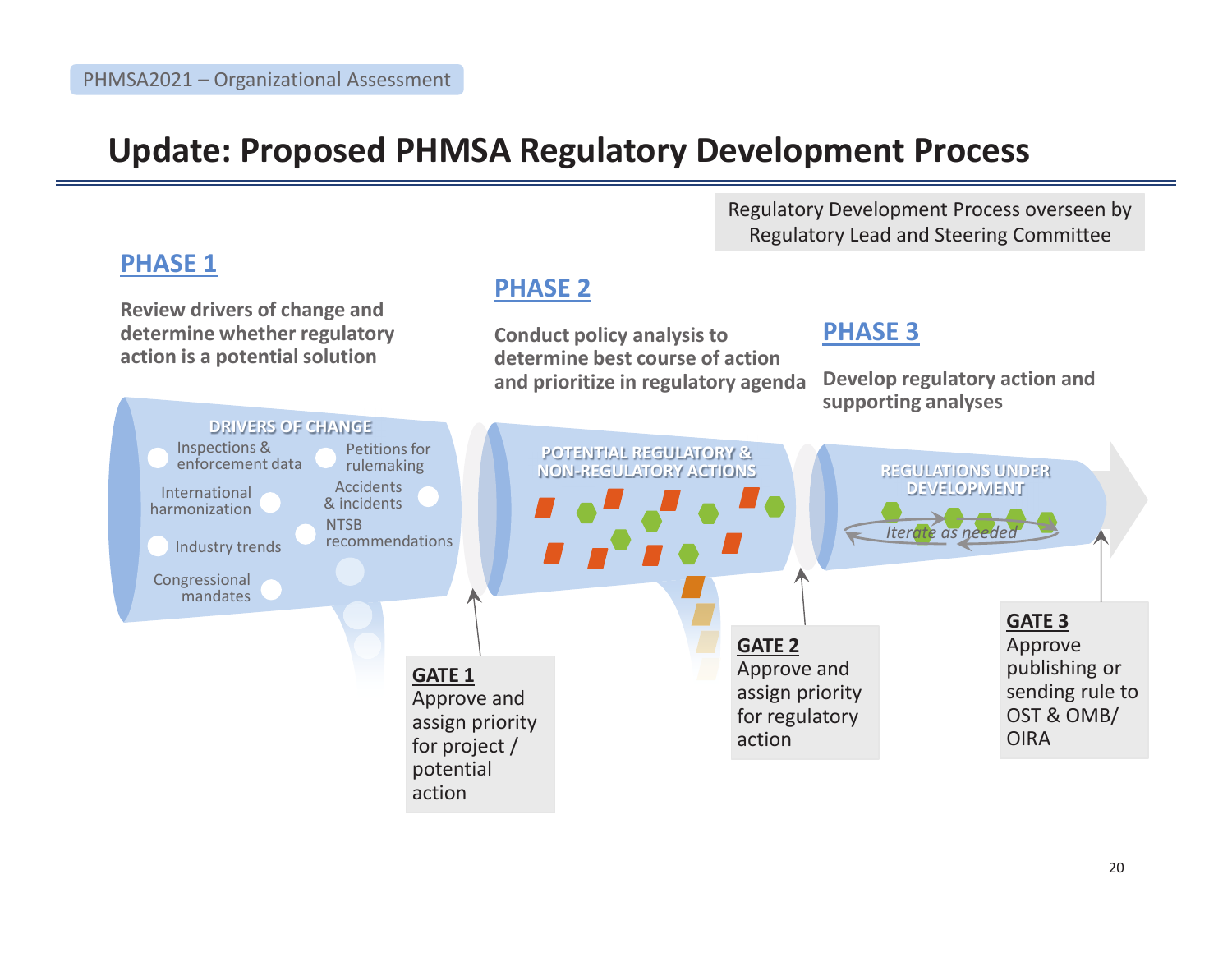# Update: Proposed PHMSA Regulatory Development Process

Regulatory Development Process overseen by Regulatory Lead and Steering Committee

## PHASE 1

**Review drivers of change and determine whether regulatory action is a potential solution**

**DRIVERS OF CHANGE**

- Inspections & enforcement data
- Petitions for rulemaking
- International harmonization
- Accidents & incidents
- NTSB recommendations
- Industry trends
- Congressional mandates

**GATE 1**
Approve and assign priority for project / potential action

## PHASE 2

**Conduct policy analysis to determine best course of action and prioritize in regulatory agenda**

**POTENTIAL REGULATORY & NON-REGULATORY ACTIONS**

**GATE 2**
Approve and assign priority for regulatory action

## PHASE 3

**Develop regulatory action and supporting analyses**

**REGULATIONS UNDER DEVELOPMENT**

*Iterate as needed*

**GATE 3**
Approve publishing or sending rule to OST & OMB/ OIRA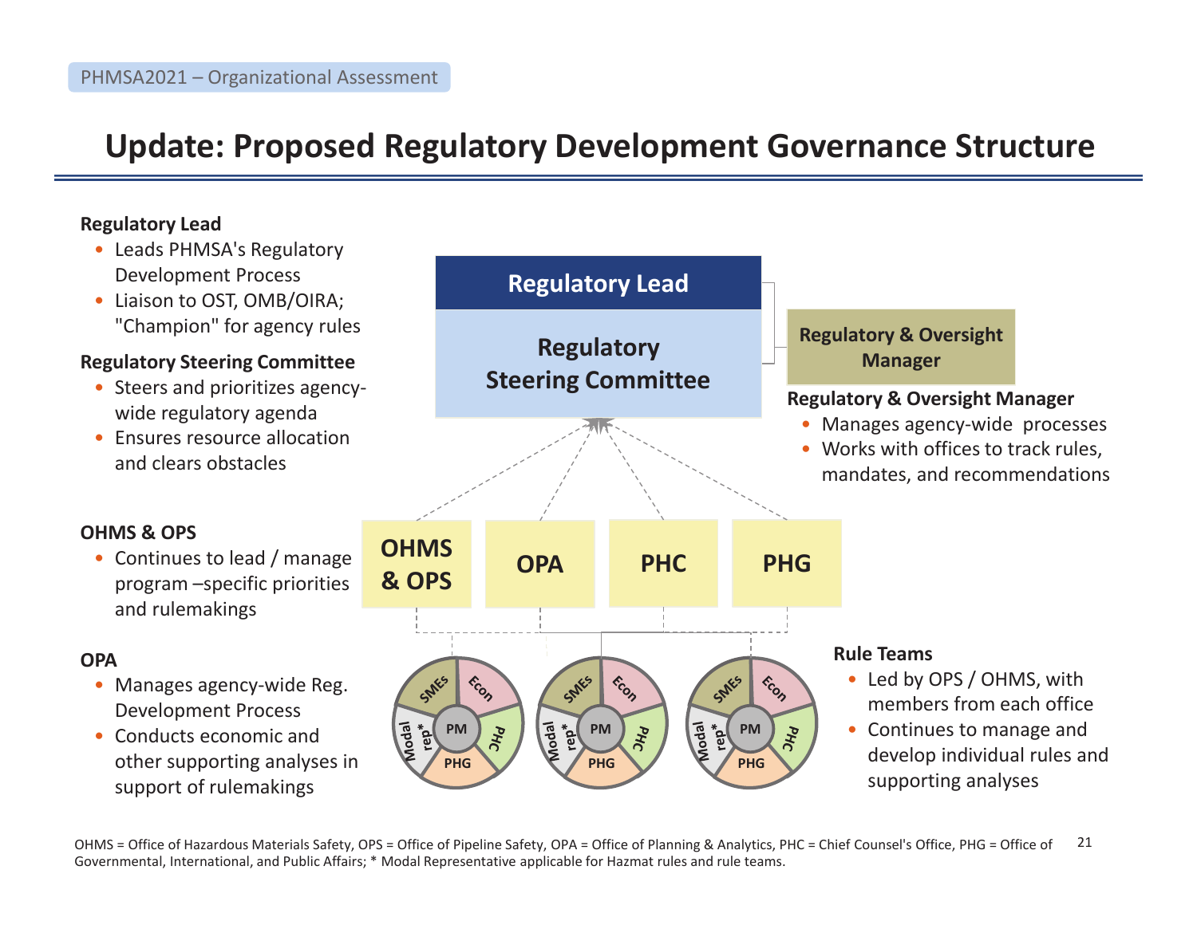PHMSA2021 – Organizational Assessment

# Update: Proposed Regulatory Development Governance Structure

**Regulatory Lead**

- Leads PHMSA's Regulatory Development Process
- Liaison to OST, OMB/OIRA; "Champion" for agency rules

**Regulatory Steering Committee**

- Steers and prioritizes agency-wide regulatory agenda
- Ensures resource allocation and clears obstacles

**OHMS & OPS**

- Continues to lead / manage program –specific priorities and rulemakings

**OPA**

- Manages agency-wide Reg. Development Process
- Conducts economic and other supporting analyses in support of rulemakings

Regulatory Lead

Regulatory Steering Committee

Regulatory & Oversight Manager

OHMS & OPS

OPA

PHC

PHG

SMEs

Econ

PM

Modal rep*

PHC

PHG

**Regulatory & Oversight Manager**

- Manages agency-wide processes
- Works with offices to track rules, mandates, and recommendations

**Rule Teams**

- Led by OPS / OHMS, with members from each office
- Continues to manage and develop individual rules and supporting analyses

OHMS = Office of Hazardous Materials Safety, OPS = Office of Pipeline Safety, OPA = Office of Planning & Analytics, PHC = Chief Counsel's Office, PHG = Office of Governmental, International, and Public Affairs; * Modal Representative applicable for Hazmat rules and rule teams.